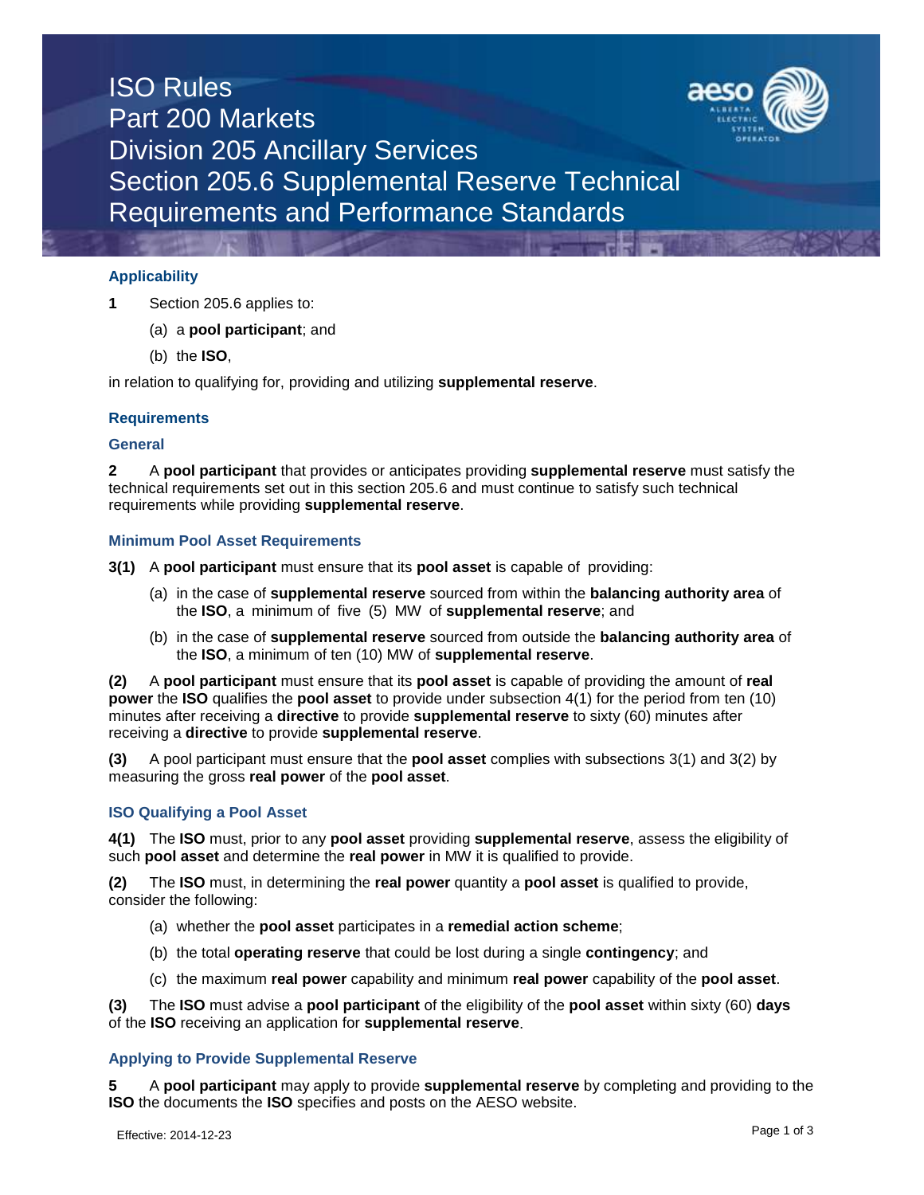# ISO Rules
# Part 200 Markets
# Division 205 Ancillary Services
# Section 205.6 Supplemental Reserve Technical Requirements and Performance Standards

### Applicability

**1** Section 205.6 applies to:

(a) a **pool participant**; and

(b) the **ISO**,

in relation to qualifying for, providing and utilizing **supplemental reserve**.

### Requirements

### General

**2** A **pool participant** that provides or anticipates providing **supplemental reserve** must satisfy the technical requirements set out in this section 205.6 and must continue to satisfy such technical requirements while providing **supplemental reserve**.

### Minimum Pool Asset Requirements

**3(1)** A **pool participant** must ensure that its **pool asset** is capable of providing:

(a) in the case of **supplemental reserve** sourced from within the **balancing authority area** of the **ISO**, a minimum of five (5) MW of **supplemental reserve**; and

(b) in the case of **supplemental reserve** sourced from outside the **balancing authority area** of the **ISO**, a minimum of ten (10) MW of **supplemental reserve**.

**(2)** A **pool participant** must ensure that its **pool asset** is capable of providing the amount of **real power** the **ISO** qualifies the **pool asset** to provide under subsection 4(1) for the period from ten (10) minutes after receiving a **directive** to provide **supplemental reserve** to sixty (60) minutes after receiving a **directive** to provide **supplemental reserve**.

**(3)** A pool participant must ensure that the **pool asset** complies with subsections 3(1) and 3(2) by measuring the gross **real power** of the **pool asset**.

### ISO Qualifying a Pool Asset

**4(1)** The **ISO** must, prior to any **pool asset** providing **supplemental reserve**, assess the eligibility of such **pool asset** and determine the **real power** in MW it is qualified to provide.

**(2)** The **ISO** must, in determining the **real power** quantity a **pool asset** is qualified to provide, consider the following:

(a) whether the **pool asset** participates in a **remedial action scheme**;

(b) the total **operating reserve** that could be lost during a single **contingency**; and

(c) the maximum **real power** capability and minimum **real power** capability of the **pool asset**.

**(3)** The **ISO** must advise a **pool participant** of the eligibility of the **pool asset** within sixty (60) **days** of the **ISO** receiving an application for **supplemental reserve**.

### Applying to Provide Supplemental Reserve

**5** A **pool participant** may apply to provide **supplemental reserve** by completing and providing to the **ISO** the documents the **ISO** specifies and posts on the AESO website.

Effective: 2014-12-23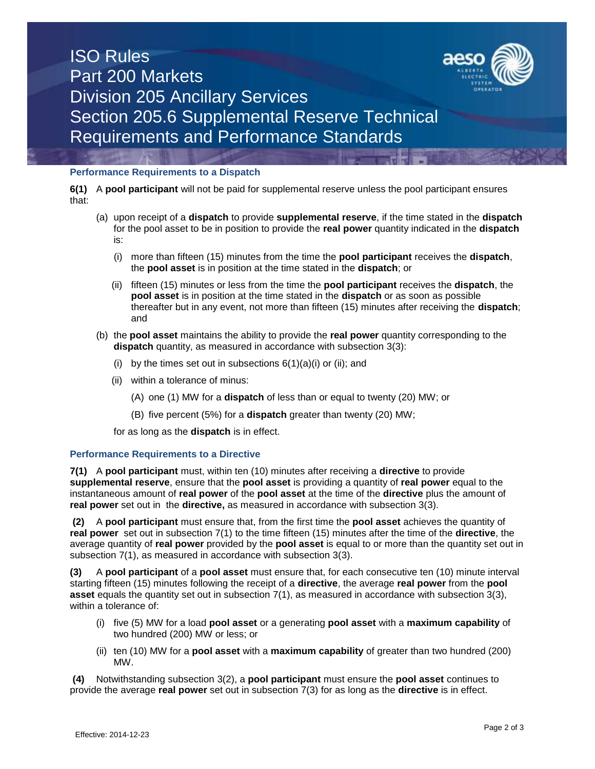### Performance Requirements to a Dispatch

**6(1)** A **pool participant** will not be paid for supplemental reserve unless the pool participant ensures that:

(a) upon receipt of a **dispatch** to provide **supplemental reserve**, if the time stated in the **dispatch** for the pool asset to be in position to provide the **real power** quantity indicated in the **dispatch** is:

(i) more than fifteen (15) minutes from the time the **pool participant** receives the **dispatch**, the **pool asset** is in position at the time stated in the **dispatch**; or

(ii) fifteen (15) minutes or less from the time the **pool participant** receives the **dispatch**, the **pool asset** is in position at the time stated in the **dispatch** or as soon as possible thereafter but in any event, not more than fifteen (15) minutes after receiving the **dispatch**; and

(b) the **pool asset** maintains the ability to provide the **real power** quantity corresponding to the **dispatch** quantity, as measured in accordance with subsection 3(3):

(i) by the times set out in subsections 6(1)(a)(i) or (ii); and

(ii) within a tolerance of minus:

(A) one (1) MW for a **dispatch** of less than or equal to twenty (20) MW; or

(B) five percent (5%) for a **dispatch** greater than twenty (20) MW;

for as long as the **dispatch** is in effect.

### Performance Requirements to a Directive

**7(1)** A **pool participant** must, within ten (10) minutes after receiving a **directive** to provide **supplemental reserve**, ensure that the **pool asset** is providing a quantity of **real power** equal to the instantaneous amount of **real power** of the **pool asset** at the time of the **directive** plus the amount of **real power** set out in the **directive,** as measured in accordance with subsection 3(3).

**(2)** A **pool participant** must ensure that, from the first time the **pool asset** achieves the quantity of **real power** set out in subsection 7(1) to the time fifteen (15) minutes after the time of the **directive**, the average quantity of **real power** provided by the **pool asset** is equal to or more than the quantity set out in subsection 7(1), as measured in accordance with subsection 3(3).

**(3)** A **pool participant** of a **pool asset** must ensure that, for each consecutive ten (10) minute interval starting fifteen (15) minutes following the receipt of a **directive**, the average **real power** from the **pool asset** equals the quantity set out in subsection 7(1), as measured in accordance with subsection 3(3), within a tolerance of:

(i) five (5) MW for a load **pool asset** or a generating **pool asset** with a **maximum capability** of two hundred (200) MW or less; or

(ii) ten (10) MW for a **pool asset** with a **maximum capability** of greater than two hundred (200) MW.

**(4)** Notwithstanding subsection 3(2), a **pool participant** must ensure the **pool asset** continues to provide the average **real power** set out in subsection 7(3) for as long as the **directive** is in effect.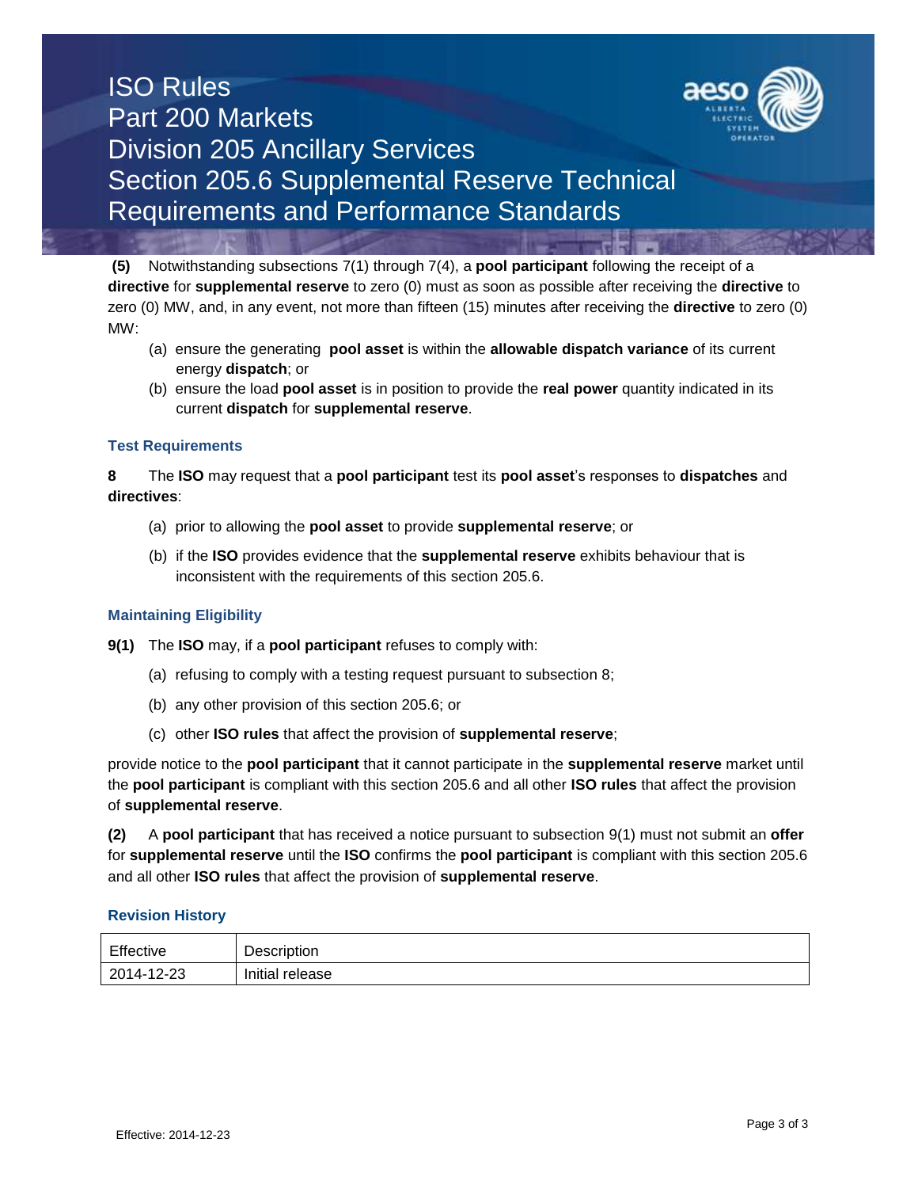**(5)** Notwithstanding subsections 7(1) through 7(4), a **pool participant** following the receipt of a **directive** for **supplemental reserve** to zero (0) must as soon as possible after receiving the **directive** to zero (0) MW, and, in any event, not more than fifteen (15) minutes after receiving the **directive** to zero (0) MW:

(a) ensure the generating **pool asset** is within the **allowable dispatch variance** of its current energy **dispatch**; or

(b) ensure the load **pool asset** is in position to provide the **real power** quantity indicated in its current **dispatch** for **supplemental reserve**.

### Test Requirements

**8** The **ISO** may request that a **pool participant** test its **pool asset**'s responses to **dispatches** and **directives**:

(a) prior to allowing the **pool asset** to provide **supplemental reserve**; or

(b) if the **ISO** provides evidence that the **supplemental reserve** exhibits behaviour that is inconsistent with the requirements of this section 205.6.

### Maintaining Eligibility

**9(1)** The **ISO** may, if a **pool participant** refuses to comply with:

(a) refusing to comply with a testing request pursuant to subsection 8;

(b) any other provision of this section 205.6; or

(c) other **ISO rules** that affect the provision of **supplemental reserve**;

provide notice to the **pool participant** that it cannot participate in the **supplemental reserve** market until the **pool participant** is compliant with this section 205.6 and all other **ISO rules** that affect the provision of **supplemental reserve**.

**(2)** A **pool participant** that has received a notice pursuant to subsection 9(1) must not submit an **offer** for **supplemental reserve** until the **ISO** confirms the **pool participant** is compliant with this section 205.6 and all other **ISO rules** that affect the provision of **supplemental reserve**.

### Revision History

| Effective | Description |
|---|---|
| 2014-12-23 | Initial release |